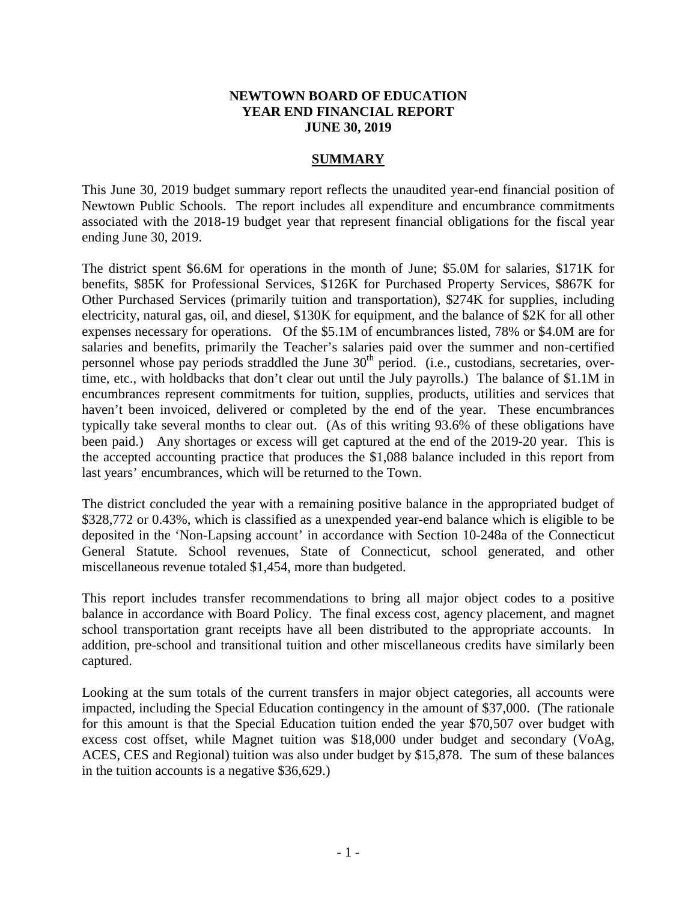# NEWTOWN BOARD OF EDUCATION
# YEAR END FINANCIAL REPORT
# JUNE 30, 2019

## SUMMARY

This June 30, 2019 budget summary report reflects the unaudited year-end financial position of Newtown Public Schools. The report includes all expenditure and encumbrance commitments associated with the 2018-19 budget year that represent financial obligations for the fiscal year ending June 30, 2019.

The district spent \$6.6M for operations in the month of June; \$5.0M for salaries, \$171K for benefits, \$85K for Professional Services, \$126K for Purchased Property Services, \$867K for Other Purchased Services (primarily tuition and transportation), \$274K for supplies, including electricity, natural gas, oil, and diesel, \$130K for equipment, and the balance of \$2K for all other expenses necessary for operations. Of the \$5.1M of encumbrances listed, 78% or \$4.0M are for salaries and benefits, primarily the Teacher's salaries paid over the summer and non-certified personnel whose pay periods straddled the June 30th period. (i.e., custodians, secretaries, over-time, etc., with holdbacks that don't clear out until the July payrolls.) The balance of \$1.1M in encumbrances represent commitments for tuition, supplies, products, utilities and services that haven't been invoiced, delivered or completed by the end of the year. These encumbrances typically take several months to clear out. (As of this writing 93.6% of these obligations have been paid.) Any shortages or excess will get captured at the end of the 2019-20 year. This is the accepted accounting practice that produces the \$1,088 balance included in this report from last years' encumbrances, which will be returned to the Town.

The district concluded the year with a remaining positive balance in the appropriated budget of \$328,772 or 0.43%, which is classified as a unexpended year-end balance which is eligible to be deposited in the 'Non-Lapsing account' in accordance with Section 10-248a of the Connecticut General Statute. School revenues, State of Connecticut, school generated, and other miscellaneous revenue totaled \$1,454, more than budgeted.

This report includes transfer recommendations to bring all major object codes to a positive balance in accordance with Board Policy. The final excess cost, agency placement, and magnet school transportation grant receipts have all been distributed to the appropriate accounts. In addition, pre-school and transitional tuition and other miscellaneous credits have similarly been captured.

Looking at the sum totals of the current transfers in major object categories, all accounts were impacted, including the Special Education contingency in the amount of \$37,000. (The rationale for this amount is that the Special Education tuition ended the year \$70,507 over budget with excess cost offset, while Magnet tuition was \$18,000 under budget and secondary (VoAg, ACES, CES and Regional) tuition was also under budget by \$15,878. The sum of these balances in the tuition accounts is a negative \$36,629.)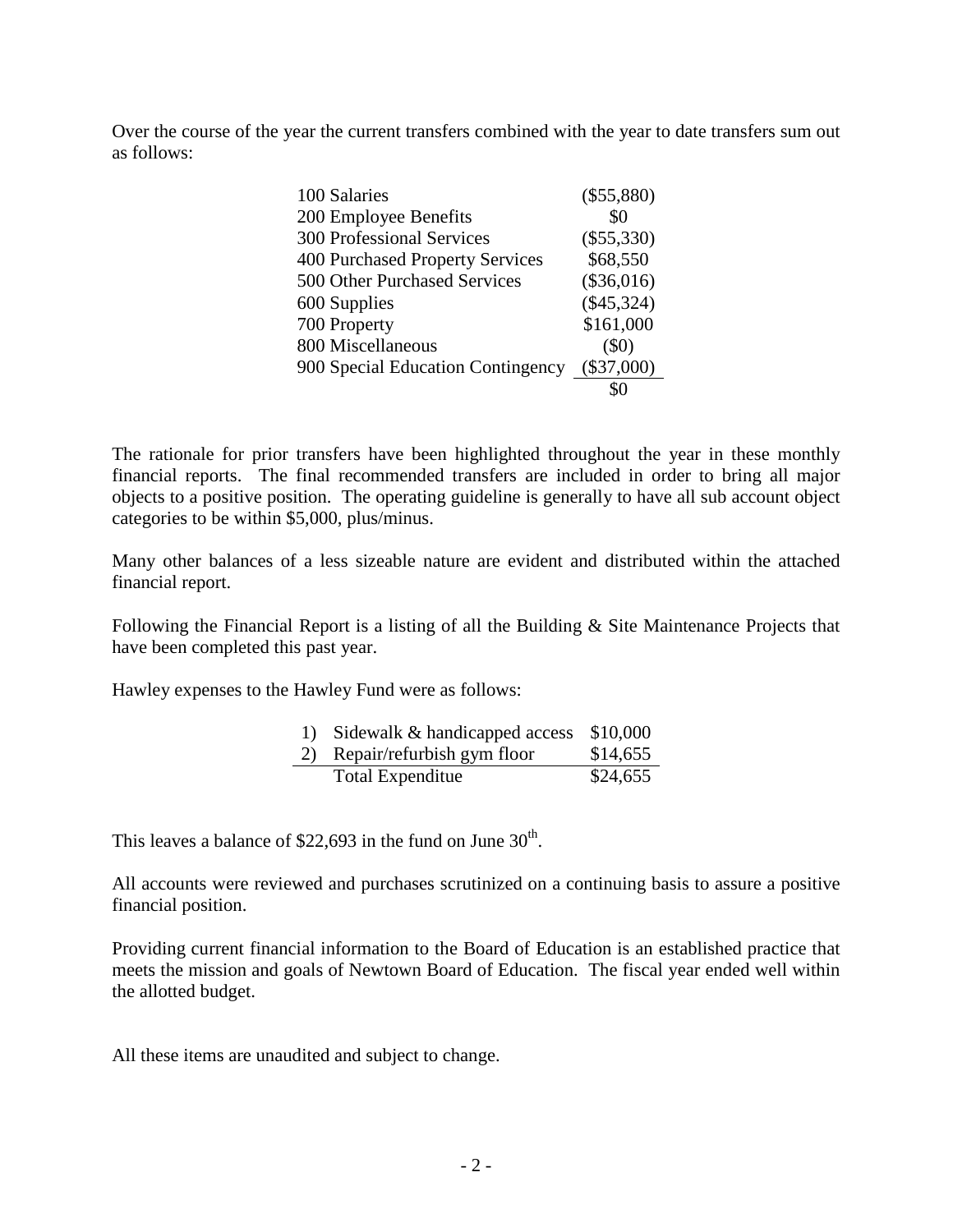Over the course of the year the current transfers combined with the year to date transfers sum out as follows:

| | |
|---|---|
| 100 Salaries | ($55,880) |
| 200 Employee Benefits | $0 |
| 300 Professional Services | ($55,330) |
| 400 Purchased Property Services | $68,550 |
| 500 Other Purchased Services | ($36,016) |
| 600 Supplies | ($45,324) |
| 700 Property | $161,000 |
| 800 Miscellaneous | ($0) |
| 900 Special Education Contingency | ($37,000) |
| | $0 |

The rationale for prior transfers have been highlighted throughout the year in these monthly financial reports. The final recommended transfers are included in order to bring all major objects to a positive position. The operating guideline is generally to have all sub account object categories to be within $5,000, plus/minus.

Many other balances of a less sizeable nature are evident and distributed within the attached financial report.

Following the Financial Report is a listing of all the Building & Site Maintenance Projects that have been completed this past year.

Hawley expenses to the Hawley Fund were as follows:

| | | |
|---|---|---|
| 1) | Sidewalk & handicapped access | $10,000 |
| 2) | Repair/refurbish gym floor | $14,655 |
| | Total Expenditue | $24,655 |

This leaves a balance of $22,693 in the fund on June 30th.

All accounts were reviewed and purchases scrutinized on a continuing basis to assure a positive financial position.

Providing current financial information to the Board of Education is an established practice that meets the mission and goals of Newtown Board of Education. The fiscal year ended well within the allotted budget.

All these items are unaudited and subject to change.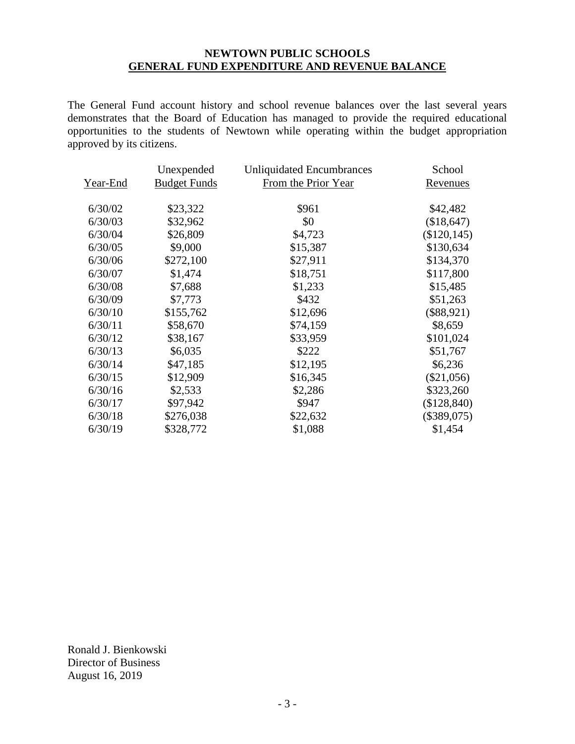# NEWTOWN PUBLIC SCHOOLS
## GENERAL FUND EXPENDITURE AND REVENUE BALANCE

The General Fund account history and school revenue balances over the last several years demonstrates that the Board of Education has managed to provide the required educational opportunities to the students of Newtown while operating within the budget appropriation approved by its citizens.

| Year-End | Unexpended Budget Funds | Unliquidated Encumbrances From the Prior Year | School Revenues |
|---|---|---|---|
| 6/30/02 | $23,322 | $961 | $42,482 |
| 6/30/03 | $32,962 | $0 | ($18,647) |
| 6/30/04 | $26,809 | $4,723 | ($120,145) |
| 6/30/05 | $9,000 | $15,387 | $130,634 |
| 6/30/06 | $272,100 | $27,911 | $134,370 |
| 6/30/07 | $1,474 | $18,751 | $117,800 |
| 6/30/08 | $7,688 | $1,233 | $15,485 |
| 6/30/09 | $7,773 | $432 | $51,263 |
| 6/30/10 | $155,762 | $12,696 | ($88,921) |
| 6/30/11 | $58,670 | $74,159 | $8,659 |
| 6/30/12 | $38,167 | $33,959 | $101,024 |
| 6/30/13 | $6,035 | $222 | $51,767 |
| 6/30/14 | $47,185 | $12,195 | $6,236 |
| 6/30/15 | $12,909 | $16,345 | ($21,056) |
| 6/30/16 | $2,533 | $2,286 | $323,260 |
| 6/30/17 | $97,942 | $947 | ($128,840) |
| 6/30/18 | $276,038 | $22,632 | ($389,075) |
| 6/30/19 | $328,772 | $1,088 | $1,454 |

Ronald J. Bienkowski
Director of Business
August 16, 2019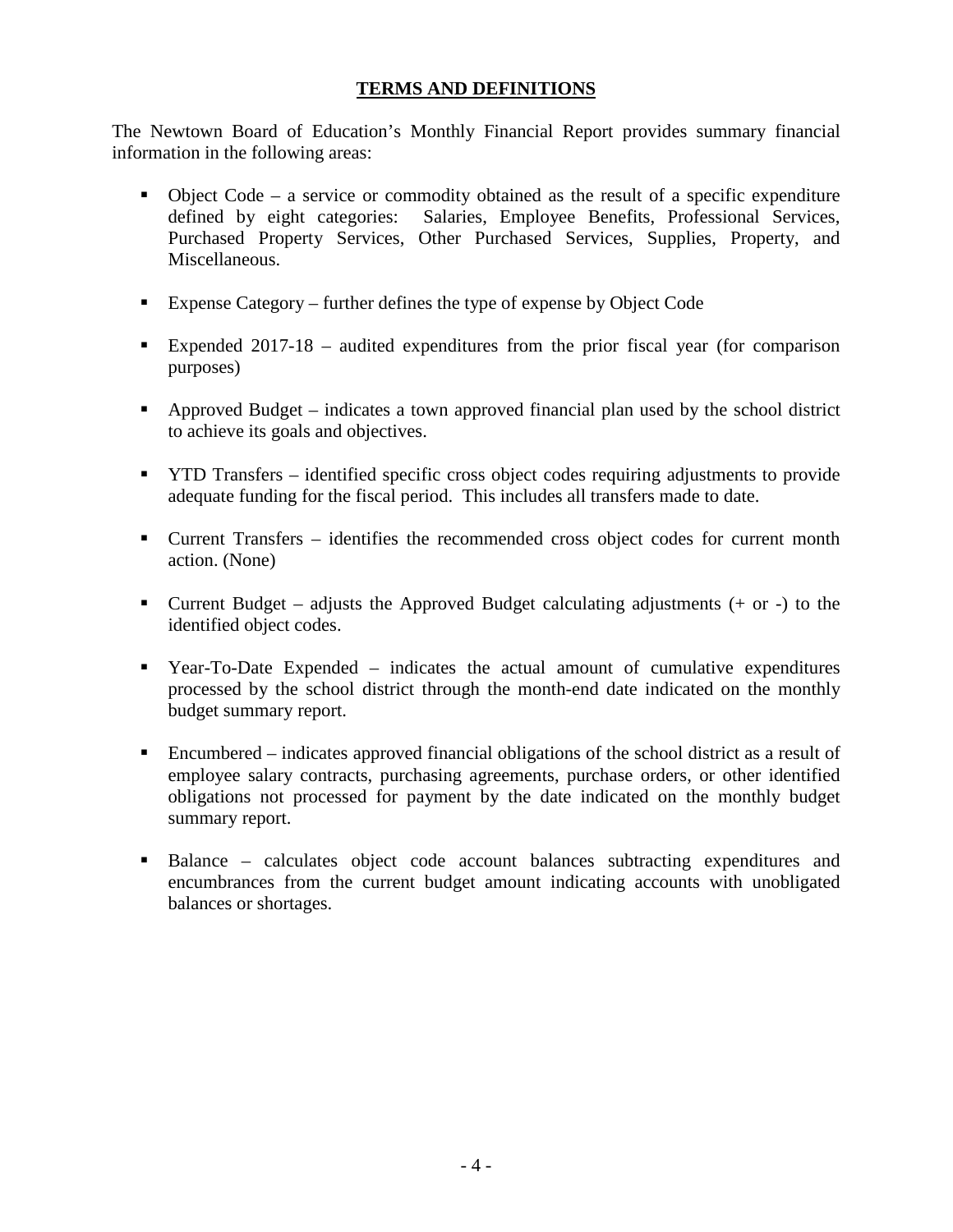# TERMS AND DEFINITIONS

The Newtown Board of Education's Monthly Financial Report provides summary financial information in the following areas:

- Object Code – a service or commodity obtained as the result of a specific expenditure defined by eight categories: Salaries, Employee Benefits, Professional Services, Purchased Property Services, Other Purchased Services, Supplies, Property, and Miscellaneous.

- Expense Category – further defines the type of expense by Object Code

- Expended 2017-18 – audited expenditures from the prior fiscal year (for comparison purposes)

- Approved Budget – indicates a town approved financial plan used by the school district to achieve its goals and objectives.

- YTD Transfers – identified specific cross object codes requiring adjustments to provide adequate funding for the fiscal period. This includes all transfers made to date.

- Current Transfers – identifies the recommended cross object codes for current month action. (None)

- Current Budget – adjusts the Approved Budget calculating adjustments (+ or -) to the identified object codes.

- Year-To-Date Expended – indicates the actual amount of cumulative expenditures processed by the school district through the month-end date indicated on the monthly budget summary report.

- Encumbered – indicates approved financial obligations of the school district as a result of employee salary contracts, purchasing agreements, purchase orders, or other identified obligations not processed for payment by the date indicated on the monthly budget summary report.

- Balance – calculates object code account balances subtracting expenditures and encumbrances from the current budget amount indicating accounts with unobligated balances or shortages.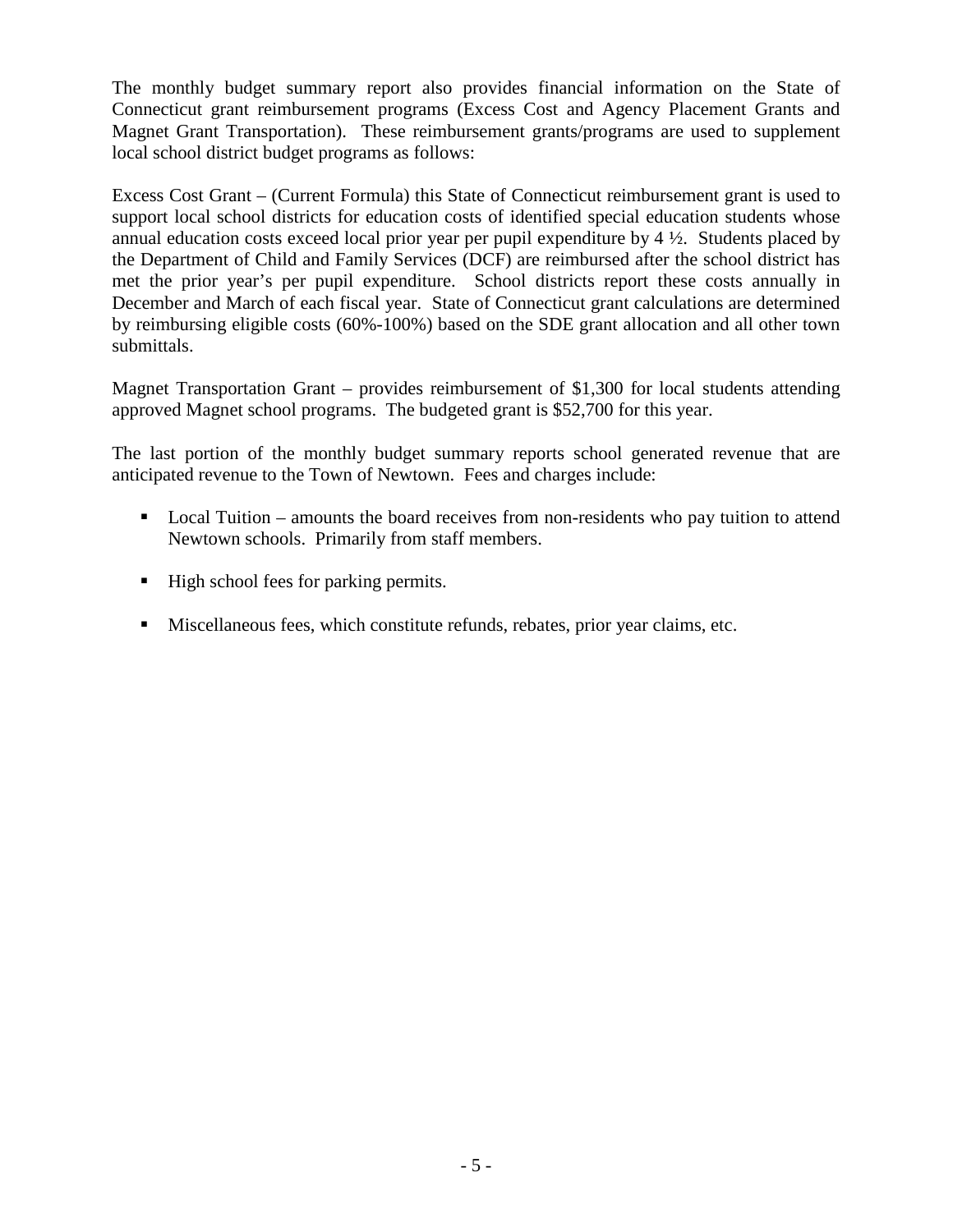The monthly budget summary report also provides financial information on the State of Connecticut grant reimbursement programs (Excess Cost and Agency Placement Grants and Magnet Grant Transportation). These reimbursement grants/programs are used to supplement local school district budget programs as follows:

Excess Cost Grant – (Current Formula) this State of Connecticut reimbursement grant is used to support local school districts for education costs of identified special education students whose annual education costs exceed local prior year per pupil expenditure by 4 ½. Students placed by the Department of Child and Family Services (DCF) are reimbursed after the school district has met the prior year's per pupil expenditure. School districts report these costs annually in December and March of each fiscal year. State of Connecticut grant calculations are determined by reimbursing eligible costs (60%-100%) based on the SDE grant allocation and all other town submittals.

Magnet Transportation Grant – provides reimbursement of $1,300 for local students attending approved Magnet school programs. The budgeted grant is $52,700 for this year.

The last portion of the monthly budget summary reports school generated revenue that are anticipated revenue to the Town of Newtown. Fees and charges include:

- Local Tuition – amounts the board receives from non-residents who pay tuition to attend Newtown schools. Primarily from staff members.
- High school fees for parking permits.
- Miscellaneous fees, which constitute refunds, rebates, prior year claims, etc.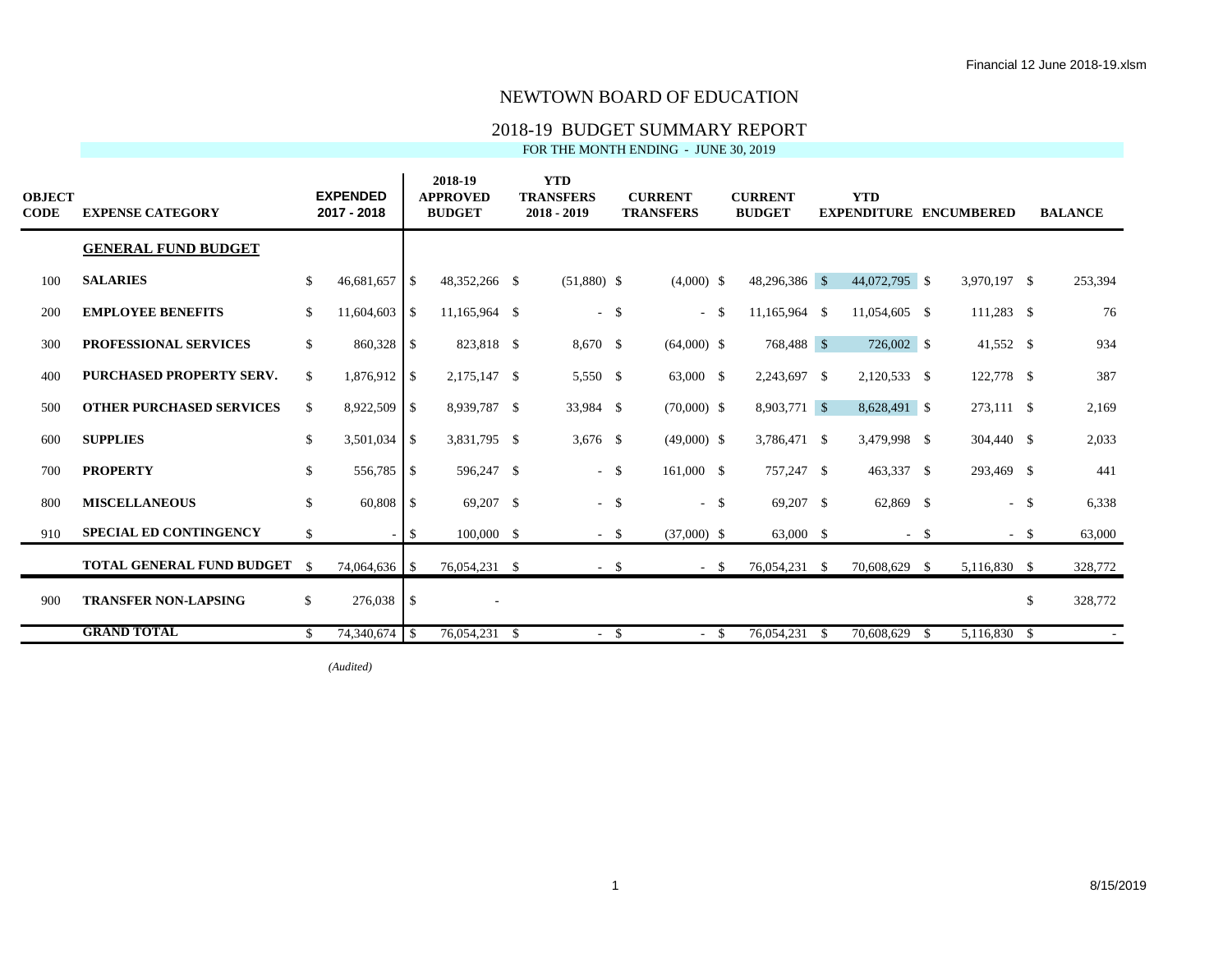# NEWTOWN BOARD OF EDUCATION

## 2018-19 BUDGET SUMMARY REPORT

FOR THE MONTH ENDING - JUNE 30, 2019

| OBJECT CODE | EXPENSE CATEGORY | EXPENDED 2017 - 2018 | 2018-19 APPROVED BUDGET | YTD TRANSFERS 2018 - 2019 | CURRENT TRANSFERS | CURRENT BUDGET | YTD EXPENDITURE | ENCUMBERED | BALANCE |
|---|---|---|---|---|---|---|---|---|---|
| | **GENERAL FUND BUDGET** | | | | | | | | |
| 100 | **SALARIES** | $ 46,681,657 | $ 48,352,266 | $ (51,880) | $ (4,000) | $ 48,296,386 | $ 44,072,795 | $ 3,970,197 | $ 253,394 |
| 200 | **EMPLOYEE BENEFITS** | $ 11,604,603 | $ 11,165,964 | $ - | $ - | $ 11,165,964 | $ 11,054,605 | $ 111,283 | $ 76 |
| 300 | **PROFESSIONAL SERVICES** | $ 860,328 | $ 823,818 | $ 8,670 | $ (64,000) | $ 768,488 | $ 726,002 | $ 41,552 | $ 934 |
| 400 | **PURCHASED PROPERTY SERV.** | $ 1,876,912 | $ 2,175,147 | $ 5,550 | $ 63,000 | $ 2,243,697 | $ 2,120,533 | $ 122,778 | $ 387 |
| 500 | **OTHER PURCHASED SERVICES** | $ 8,922,509 | $ 8,939,787 | $ 33,984 | $ (70,000) | $ 8,903,771 | $ 8,628,491 | $ 273,111 | $ 2,169 |
| 600 | **SUPPLIES** | $ 3,501,034 | $ 3,831,795 | $ 3,676 | $ (49,000) | $ 3,786,471 | $ 3,479,998 | $ 304,440 | $ 2,033 |
| 700 | **PROPERTY** | $ 556,785 | $ 596,247 | $ - | $ 161,000 | $ 757,247 | $ 463,337 | $ 293,469 | $ 441 |
| 800 | **MISCELLANEOUS** | $ 60,808 | $ 69,207 | $ - | $ - | $ 69,207 | $ 62,869 | $ - | $ 6,338 |
| 910 | **SPECIAL ED CONTINGENCY** | $ - | $ 100,000 | $ - | $ (37,000) | $ 63,000 | $ - | $ - | $ 63,000 |
| | **TOTAL GENERAL FUND BUDGET** | $ 74,064,636 | $ 76,054,231 | $ - | $ - | $ 76,054,231 | $ 70,608,629 | $ 5,116,830 | $ 328,772 |
| 900 | **TRANSFER NON-LAPSING** | $ 276,038 | $ - | | | | | | $ 328,772 |
| | **GRAND TOTAL** | $ 74,340,674 | $ 76,054,231 | $ - | $ - | $ 76,054,231 | $ 70,608,629 | $ 5,116,830 | $ - |

*(Audited)*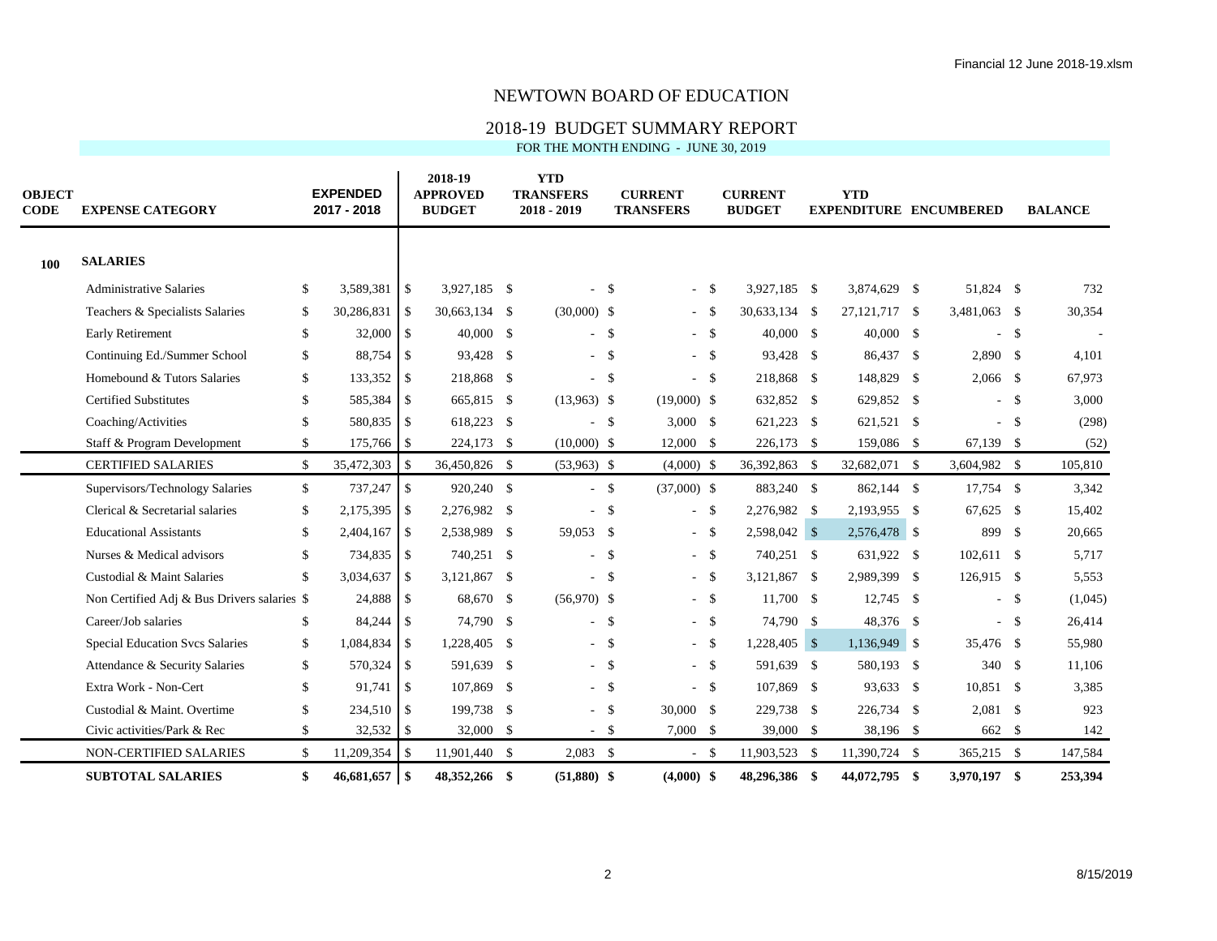Financial 12 June 2018-19.xlsm

# NEWTOWN BOARD OF EDUCATION

## 2018-19 BUDGET SUMMARY REPORT

FOR THE MONTH ENDING - JUNE 30, 2019

| OBJECT CODE | EXPENSE CATEGORY | EXPENDED 2017 - 2018 | 2018-19 APPROVED BUDGET | YTD TRANSFERS 2018 - 2019 | CURRENT TRANSFERS | CURRENT BUDGET | YTD EXPENDITURE | ENCUMBERED | BALANCE |
|---|---|---|---|---|---|---|---|---|---|
| **100** | **SALARIES** | | | | | | | | |
| | Administrative Salaries | $ 3,589,381 | $ 3,927,185 | $ - | $ - | $ 3,927,185 | $ 3,874,629 | $ 51,824 | $ 732 |
| | Teachers & Specialists Salaries | $ 30,286,831 | $ 30,663,134 | $ (30,000) | $ - | $ 30,633,134 | $ 27,121,717 | $ 3,481,063 | $ 30,354 |
| | Early Retirement | $ 32,000 | $ 40,000 | $ - | $ - | $ 40,000 | $ 40,000 | $ - | $ - |
| | Continuing Ed./Summer School | $ 88,754 | $ 93,428 | $ - | $ - | $ 93,428 | $ 86,437 | $ 2,890 | $ 4,101 |
| | Homebound & Tutors Salaries | $ 133,352 | $ 218,868 | $ - | $ - | $ 218,868 | $ 148,829 | $ 2,066 | $ 67,973 |
| | Certified Substitutes | $ 585,384 | $ 665,815 | $ (13,963) | $ (19,000) | $ 632,852 | $ 629,852 | $ - | $ 3,000 |
| | Coaching/Activities | $ 580,835 | $ 618,223 | $ - | $ 3,000 | $ 621,223 | $ 621,521 | $ - | $ (298) |
| | Staff & Program Development | $ 175,766 | $ 224,173 | $ (10,000) | $ 12,000 | $ 226,173 | $ 159,086 | $ 67,139 | $ (52) |
| | CERTIFIED SALARIES | $ 35,472,303 | $ 36,450,826 | $ (53,963) | $ (4,000) | $ 36,392,863 | $ 32,682,071 | $ 3,604,982 | $ 105,810 |
| | Supervisors/Technology Salaries | $ 737,247 | $ 920,240 | $ - | $ (37,000) | $ 883,240 | $ 862,144 | $ 17,754 | $ 3,342 |
| | Clerical & Secretarial salaries | $ 2,175,395 | $ 2,276,982 | $ - | $ - | $ 2,276,982 | $ 2,193,955 | $ 67,625 | $ 15,402 |
| | Educational Assistants | $ 2,404,167 | $ 2,538,989 | $ 59,053 | $ - | $ 2,598,042 | $ 2,576,478 | $ 899 | $ 20,665 |
| | Nurses & Medical advisors | $ 734,835 | $ 740,251 | $ - | $ - | $ 740,251 | $ 631,922 | $ 102,611 | $ 5,717 |
| | Custodial & Maint Salaries | $ 3,034,637 | $ 3,121,867 | $ - | $ - | $ 3,121,867 | $ 2,989,399 | $ 126,915 | $ 5,553 |
| | Non Certified Adj & Bus Drivers salaries | $ 24,888 | $ 68,670 | $ (56,970) | $ - | $ 11,700 | $ 12,745 | $ - | $ (1,045) |
| | Career/Job salaries | $ 84,244 | $ 74,790 | $ - | $ - | $ 74,790 | $ 48,376 | $ - | $ 26,414 |
| | Special Education Svcs Salaries | $ 1,084,834 | $ 1,228,405 | $ - | $ - | $ 1,228,405 | $ 1,136,949 | $ 35,476 | $ 55,980 |
| | Attendance & Security Salaries | $ 570,324 | $ 591,639 | $ - | $ - | $ 591,639 | $ 580,193 | $ 340 | $ 11,106 |
| | Extra Work - Non-Cert | $ 91,741 | $ 107,869 | $ - | $ - | $ 107,869 | $ 93,633 | $ 10,851 | $ 3,385 |
| | Custodial & Maint. Overtime | $ 234,510 | $ 199,738 | $ - | $ 30,000 | $ 229,738 | $ 226,734 | $ 2,081 | $ 923 |
| | Civic activities/Park & Rec | $ 32,532 | $ 32,000 | $ - | $ 7,000 | $ 39,000 | $ 38,196 | $ 662 | $ 142 |
| | NON-CERTIFIED SALARIES | $ 11,209,354 | $ 11,901,440 | $ 2,083 | $ - | $ 11,903,523 | $ 11,390,724 | $ 365,215 | $ 147,584 |
| | **SUBTOTAL SALARIES** | **$ 46,681,657** | **$ 48,352,266** | **$ (51,880)** | **$ (4,000)** | **$ 48,296,386** | **$ 44,072,795** | **$ 3,970,197** | **$ 253,394** |

8/15/2019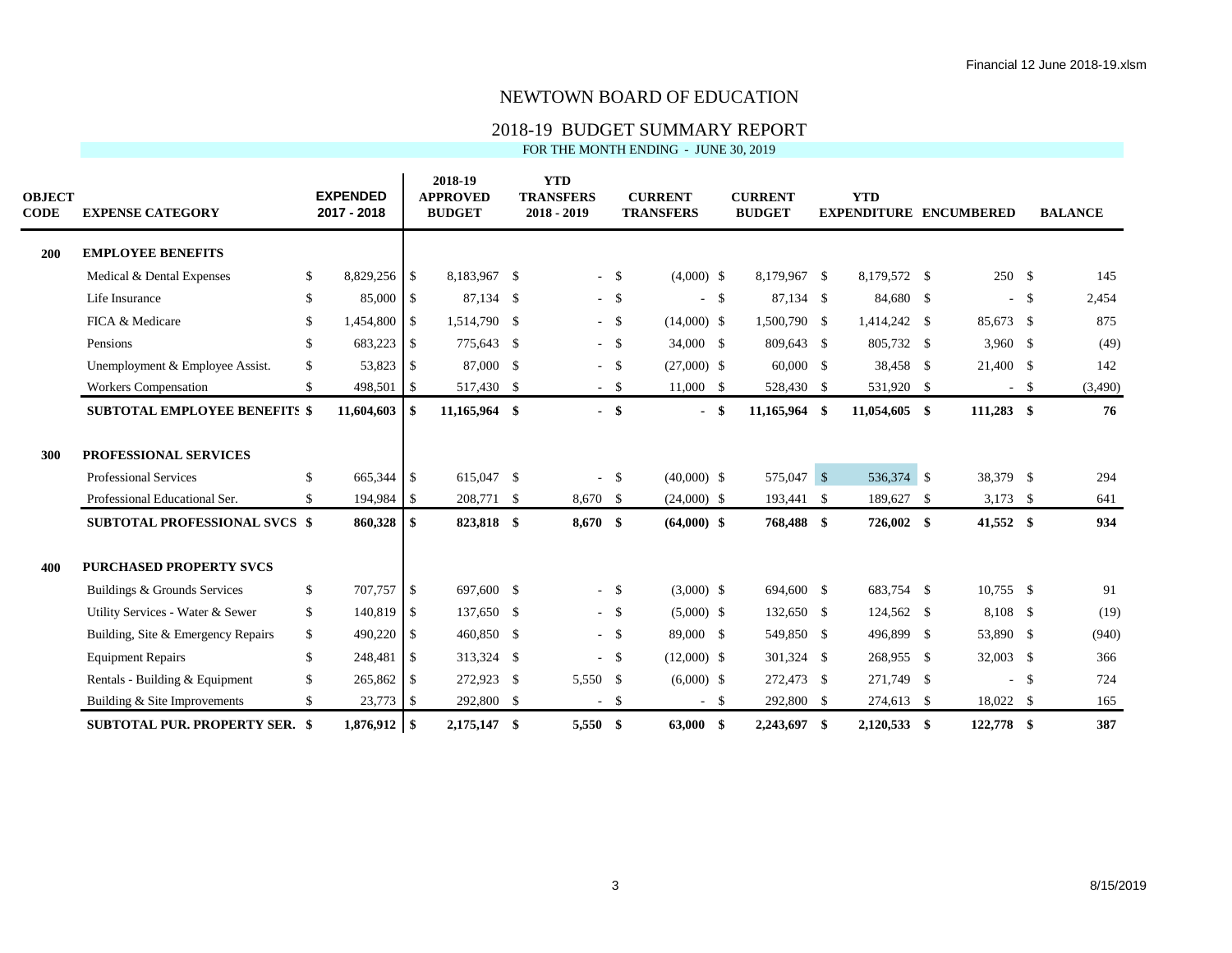Financial 12 June 2018-19.xlsm

# NEWTOWN BOARD OF EDUCATION

## 2018-19 BUDGET SUMMARY REPORT

FOR THE MONTH ENDING - JUNE 30, 2019

| OBJECT CODE | EXPENSE CATEGORY | EXPENDED 2017 - 2018 | 2018-19 APPROVED BUDGET | YTD TRANSFERS 2018 - 2019 | CURRENT TRANSFERS | CURRENT BUDGET | YTD EXPENDITURE | ENCUMBERED | BALANCE |
|---|---|---|---|---|---|---|---|---|---|
| **200** | **EMPLOYEE BENEFITS** | | | | | | | | |
| | Medical & Dental Expenses | $ 8,829,256 | $ 8,183,967 | $ - | $ (4,000) | $ 8,179,967 | $ 8,179,572 | $ 250 | $ 145 |
| | Life Insurance | $ 85,000 | $ 87,134 | $ - | $ - | $ 87,134 | $ 84,680 | $ - | $ 2,454 |
| | FICA & Medicare | $ 1,454,800 | $ 1,514,790 | $ - | $ (14,000) | $ 1,500,790 | $ 1,414,242 | $ 85,673 | $ 875 |
| | Pensions | $ 683,223 | $ 775,643 | $ - | $ 34,000 | $ 809,643 | $ 805,732 | $ 3,960 | $ (49) |
| | Unemployment & Employee Assist. | $ 53,823 | $ 87,000 | $ - | $ (27,000) | $ 60,000 | $ 38,458 | $ 21,400 | $ 142 |
| | Workers Compensation | $ 498,501 | $ 517,430 | $ - | $ 11,000 | $ 528,430 | $ 531,920 | $ - | $ (3,490) |
| | **SUBTOTAL EMPLOYEE BENEFITS** | **$ 11,604,603** | **$ 11,165,964** | **$ -** | **$ -** | **$ 11,165,964** | **$ 11,054,605** | **$ 111,283** | **$ 76** |
| **300** | **PROFESSIONAL SERVICES** | | | | | | | | |
| | Professional Services | $ 665,344 | $ 615,047 | $ - | $ (40,000) | $ 575,047 | $ 536,374 | $ 38,379 | $ 294 |
| | Professional Educational Ser. | $ 194,984 | $ 208,771 | $ 8,670 | $ (24,000) | $ 193,441 | $ 189,627 | $ 3,173 | $ 641 |
| | **SUBTOTAL PROFESSIONAL SVCS** | **$ 860,328** | **$ 823,818** | **$ 8,670** | **$ (64,000)** | **$ 768,488** | **$ 726,002** | **$ 41,552** | **$ 934** |
| **400** | **PURCHASED PROPERTY SVCS** | | | | | | | | |
| | Buildings & Grounds Services | $ 707,757 | $ 697,600 | $ - | $ (3,000) | $ 694,600 | $ 683,754 | $ 10,755 | $ 91 |
| | Utility Services - Water & Sewer | $ 140,819 | $ 137,650 | $ - | $ (5,000) | $ 132,650 | $ 124,562 | $ 8,108 | $ (19) |
| | Building, Site & Emergency Repairs | $ 490,220 | $ 460,850 | $ - | $ 89,000 | $ 549,850 | $ 496,899 | $ 53,890 | $ (940) |
| | Equipment Repairs | $ 248,481 | $ 313,324 | $ - | $ (12,000) | $ 301,324 | $ 268,955 | $ 32,003 | $ 366 |
| | Rentals - Building & Equipment | $ 265,862 | $ 272,923 | $ 5,550 | $ (6,000) | $ 272,473 | $ 271,749 | $ - | $ 724 |
| | Building & Site Improvements | $ 23,773 | $ 292,800 | $ - | $ - | $ 292,800 | $ 274,613 | $ 18,022 | $ 165 |
| | **SUBTOTAL PUR. PROPERTY SER.** | **$ 1,876,912** | **$ 2,175,147** | **$ 5,550** | **$ 63,000** | **$ 2,243,697** | **$ 2,120,533** | **$ 122,778** | **$ 387** |

8/15/2019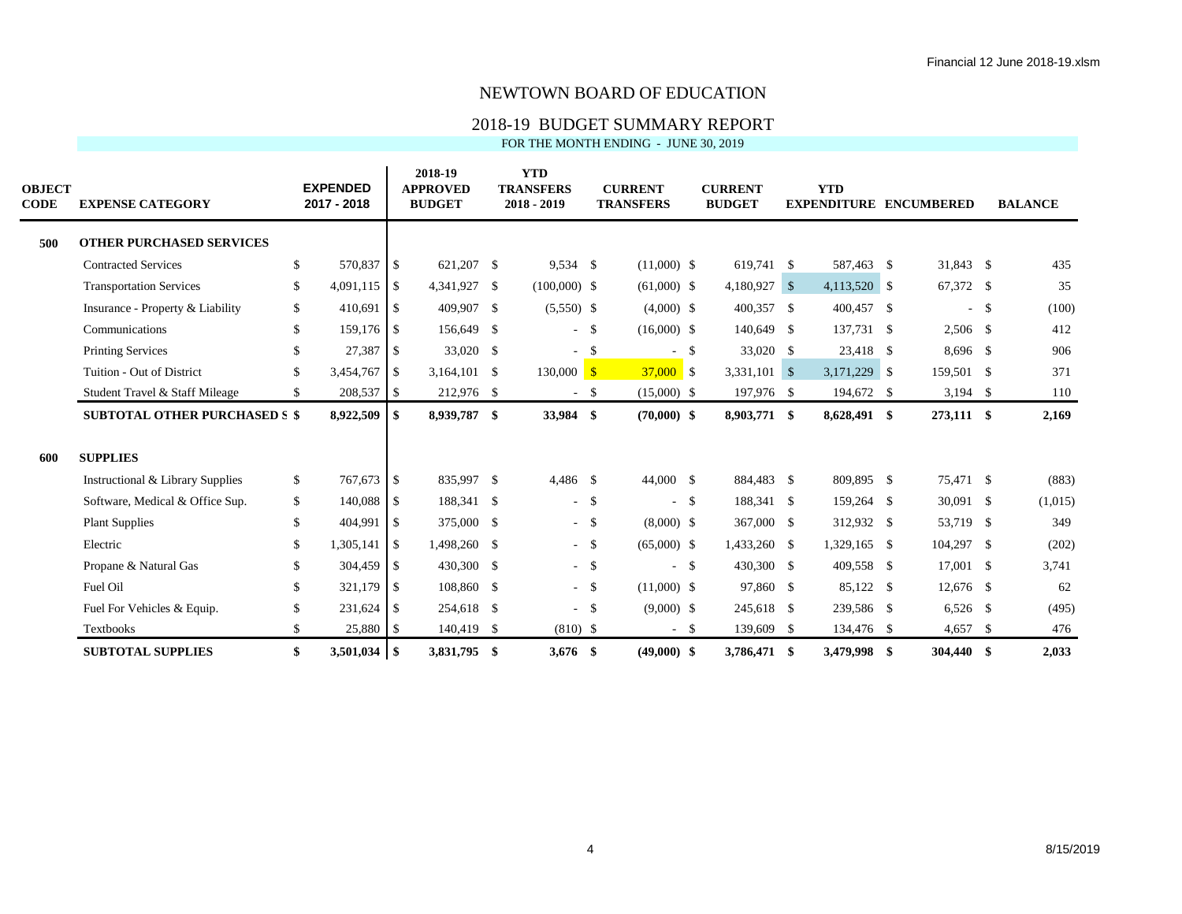# NEWTOWN BOARD OF EDUCATION

## 2018-19 BUDGET SUMMARY REPORT

FOR THE MONTH ENDING - JUNE 30, 2019

| OBJECT CODE | EXPENSE CATEGORY | EXPENDED 2017 - 2018 | 2018-19 APPROVED BUDGET | YTD TRANSFERS 2018 - 2019 | CURRENT TRANSFERS | CURRENT BUDGET | YTD EXPENDITURE | ENCUMBERED | BALANCE |
|---|---|---|---|---|---|---|---|---|---|
| 500 | OTHER PURCHASED SERVICES | | | | | | | | |
| | Contracted Services | $ 570,837 | $ 621,207 | $ 9,534 | $ (11,000) | $ 619,741 | $ 587,463 | $ 31,843 | $ 435 |
| | Transportation Services | $ 4,091,115 | $ 4,341,927 | $ (100,000) | $ (61,000) | $ 4,180,927 | $ 4,113,520 | $ 67,372 | $ 35 |
| | Insurance - Property & Liability | $ 410,691 | $ 409,907 | $ (5,550) | $ (4,000) | $ 400,357 | $ 400,457 | $ - | $ (100) |
| | Communications | $ 159,176 | $ 156,649 | $ - | $ (16,000) | $ 140,649 | $ 137,731 | $ 2,506 | $ 412 |
| | Printing Services | $ 27,387 | $ 33,020 | $ - | $ - | $ 33,020 | $ 23,418 | $ 8,696 | $ 906 |
| | Tuition - Out of District | $ 3,454,767 | $ 3,164,101 | $ 130,000 | $ 37,000 | $ 3,331,101 | $ 3,171,229 | $ 159,501 | $ 371 |
| | Student Travel & Staff Mileage | $ 208,537 | $ 212,976 | $ - | $ (15,000) | $ 197,976 | $ 194,672 | $ 3,194 | $ 110 |
| | **SUBTOTAL OTHER PURCHASED S** | **$ 8,922,509** | **$ 8,939,787** | **$ 33,984** | **$ (70,000)** | **$ 8,903,771** | **$ 8,628,491** | **$ 273,111** | **$ 2,169** |
| 600 | SUPPLIES | | | | | | | | |
| | Instructional & Library Supplies | $ 767,673 | $ 835,997 | $ 4,486 | $ 44,000 | $ 884,483 | $ 809,895 | $ 75,471 | $ (883) |
| | Software, Medical & Office Sup. | $ 140,088 | $ 188,341 | $ - | $ - | $ 188,341 | $ 159,264 | $ 30,091 | $ (1,015) |
| | Plant Supplies | $ 404,991 | $ 375,000 | $ - | $ (8,000) | $ 367,000 | $ 312,932 | $ 53,719 | $ 349 |
| | Electric | $ 1,305,141 | $ 1,498,260 | $ - | $ (65,000) | $ 1,433,260 | $ 1,329,165 | $ 104,297 | $ (202) |
| | Propane & Natural Gas | $ 304,459 | $ 430,300 | $ - | $ - | $ 430,300 | $ 409,558 | $ 17,001 | $ 3,741 |
| | Fuel Oil | $ 321,179 | $ 108,860 | $ - | $ (11,000) | $ 97,860 | $ 85,122 | $ 12,676 | $ 62 |
| | Fuel For Vehicles & Equip. | $ 231,624 | $ 254,618 | $ - | $ (9,000) | $ 245,618 | $ 239,586 | $ 6,526 | $ (495) |
| | Textbooks | $ 25,880 | $ 140,419 | $ (810) | $ - | $ 139,609 | $ 134,476 | $ 4,657 | $ 476 |
| | **SUBTOTAL SUPPLIES** | **$ 3,501,034** | **$ 3,831,795** | **$ 3,676** | **$ (49,000)** | **$ 3,786,471** | **$ 3,479,998** | **$ 304,440** | **$ 2,033** |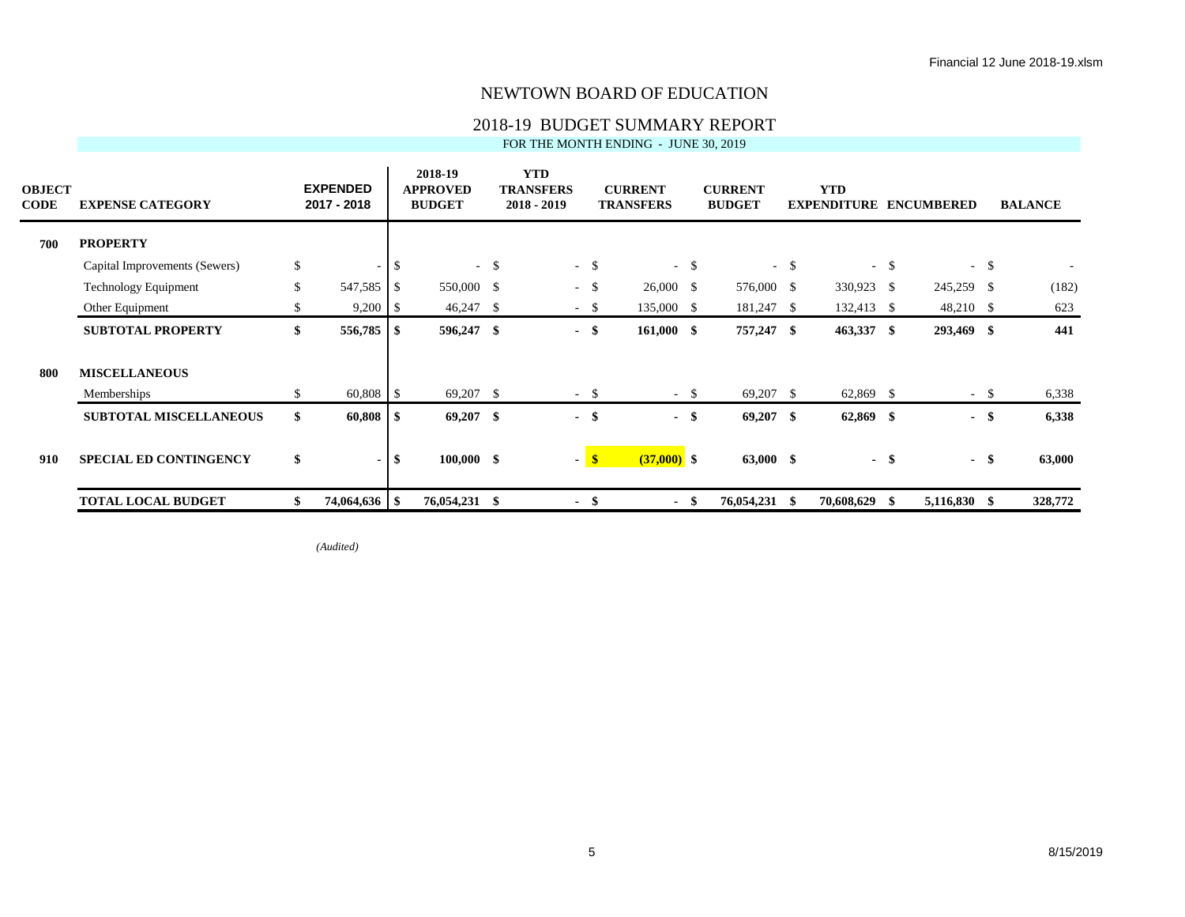# NEWTOWN BOARD OF EDUCATION

## 2018-19 BUDGET SUMMARY REPORT

FOR THE MONTH ENDING - JUNE 30, 2019

| OBJECT CODE | EXPENSE CATEGORY | EXPENDED 2017 - 2018 | 2018-19 APPROVED BUDGET | YTD TRANSFERS 2018 - 2019 | CURRENT TRANSFERS | CURRENT BUDGET | YTD EXPENDITURE | ENCUMBERED | BALANCE |
|---|---|---|---|---|---|---|---|---|---|
| **700** | **PROPERTY** | | | | | | | | |
| | Capital Improvements (Sewers) | $ - | $ - | $ - | $ - | $ - | $ - | $ - | $ - |
| | Technology Equipment | $ 547,585 | $ 550,000 | $ - | $ 26,000 | $ 576,000 | $ 330,923 | $ 245,259 | $ (182) |
| | Other Equipment | $ 9,200 | $ 46,247 | $ - | $ 135,000 | $ 181,247 | $ 132,413 | $ 48,210 | $ 623 |
| | **SUBTOTAL PROPERTY** | **$ 556,785** | **$ 596,247** | **$ -** | **$ 161,000** | **$ 757,247** | **$ 463,337** | **$ 293,469** | **$ 441** |
| **800** | **MISCELLANEOUS** | | | | | | | | |
| | Memberships | $ 60,808 | $ 69,207 | $ - | $ - | $ 69,207 | $ 62,869 | $ - | $ 6,338 |
| | **SUBTOTAL MISCELLANEOUS** | **$ 60,808** | **$ 69,207** | **$ -** | **$ -** | **$ 69,207** | **$ 62,869** | **$ -** | **$ 6,338** |
| **910** | **SPECIAL ED CONTINGENCY** | **$ -** | **$ 100,000** | **$ -** | **$ (37,000)** | **$ 63,000** | **$ -** | **$ -** | **$ 63,000** |
| | **TOTAL LOCAL BUDGET** | **$ 74,064,636** | **$ 76,054,231** | **$ -** | **$ -** | **$ 76,054,231** | **$ 70,608,629** | **$ 5,116,830** | **$ 328,772** |

*(Audited)*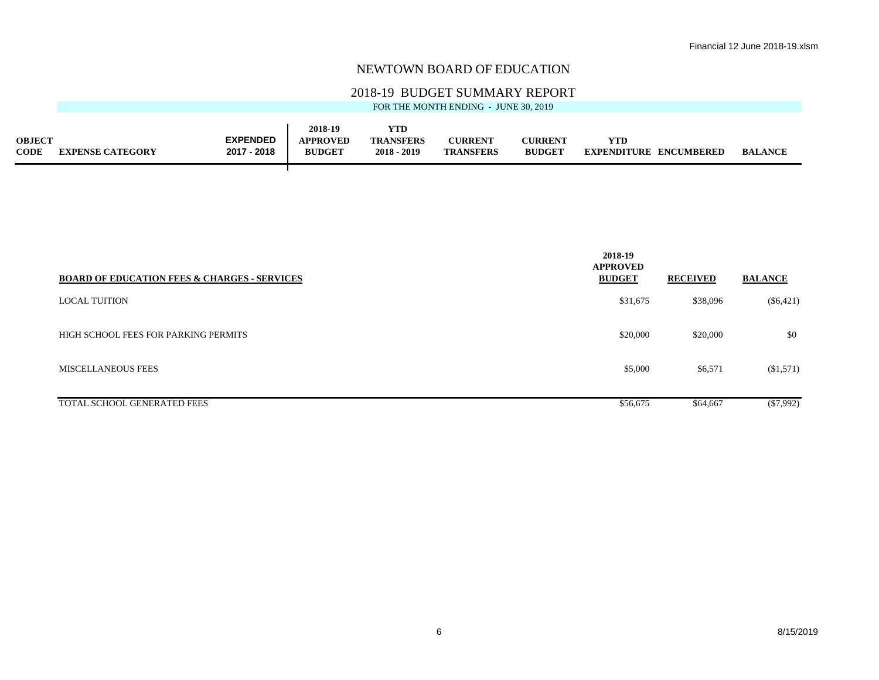# NEWTOWN BOARD OF EDUCATION

## 2018-19 BUDGET SUMMARY REPORT

FOR THE MONTH ENDING - JUNE 30, 2019

| OBJECT CODE | EXPENSE CATEGORY | EXPENDED 2017 - 2018 | 2018-19 APPROVED BUDGET | YTD TRANSFERS 2018 - 2019 | CURRENT TRANSFERS | CURRENT BUDGET | YTD EXPENDITURE | ENCUMBERED | BALANCE |
|---|---|---|---|---|---|---|---|---|---|

| BOARD OF EDUCATION FEES & CHARGES - SERVICES | 2018-19 APPROVED BUDGET | RECEIVED | BALANCE |
|---|---|---|---|
| LOCAL TUITION | $31,675 | $38,096 | ($6,421) |
| HIGH SCHOOL FEES FOR PARKING PERMITS | $20,000 | $20,000 | $0 |
| MISCELLANEOUS FEES | $5,000 | $6,571 | ($1,571) |
| TOTAL SCHOOL GENERATED FEES | $56,675 | $64,667 | ($7,992) |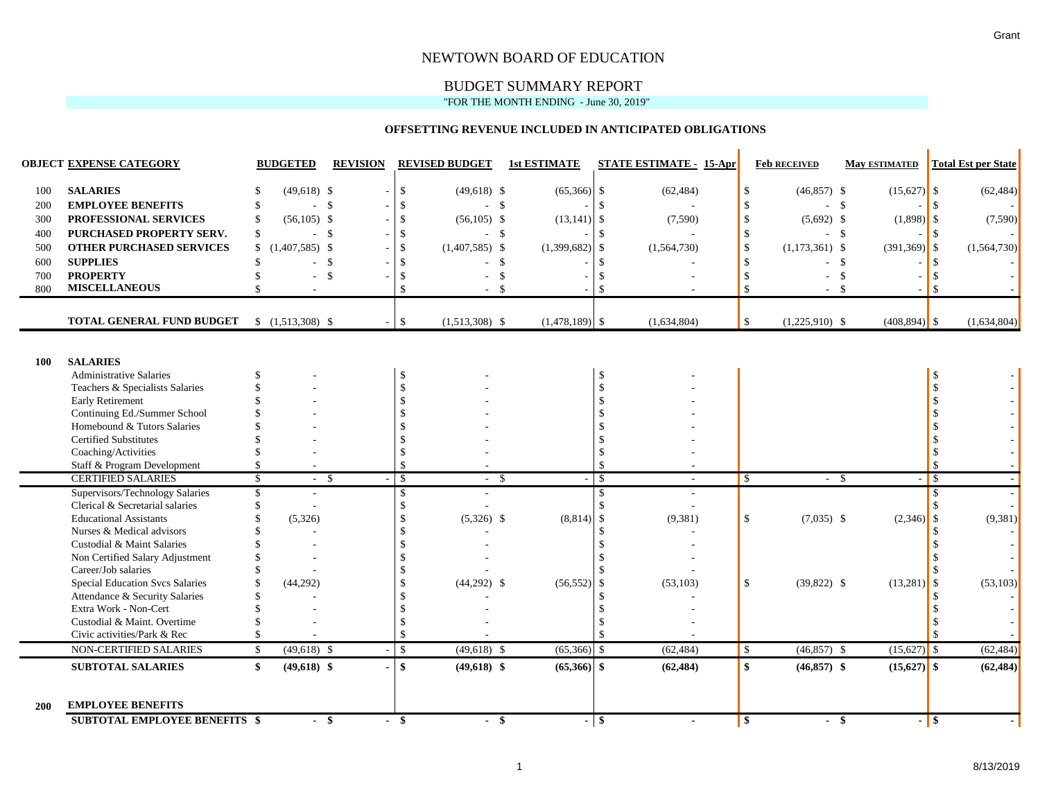Grant

# NEWTOWN BOARD OF EDUCATION

## BUDGET SUMMARY REPORT

"FOR THE MONTH ENDING - June 30, 2019"

### OFFSETTING REVENUE INCLUDED IN ANTICIPATED OBLIGATIONS

| OBJECT | EXPENSE CATEGORY | BUDGETED | REVISION | REVISED BUDGET | 1st ESTIMATE | STATE ESTIMATE - 15-Apr | Feb RECEIVED | May ESTIMATED | Total Est per State |
|---|---|---|---|---|---|---|---|---|---|
| 100 | **SALARIES** | $ (49,618) | $ - | $ (49,618) | $ (65,366) | $ (62,484) | $ (46,857) | $ (15,627) | $ (62,484) |
| 200 | **EMPLOYEE BENEFITS** | $ - | $ - | $ - | $ - | $ - | $ - | $ - | $ - |
| 300 | **PROFESSIONAL SERVICES** | $ (56,105) | $ - | $ (56,105) | $ (13,141) | $ (7,590) | $ (5,692) | $ (1,898) | $ (7,590) |
| 400 | **PURCHASED PROPERTY SERV.** | $ - | $ - | $ - | $ - | $ - | $ - | $ - | $ - |
| 500 | **OTHER PURCHASED SERVICES** | $ (1,407,585) | $ - | $ (1,407,585) | $ (1,399,682) | $ (1,564,730) | $ (1,173,361) | $ (391,369) | $ (1,564,730) |
| 600 | **SUPPLIES** | $ - | $ - | $ - | $ - | $ - | $ - | $ - | $ - |
| 700 | **PROPERTY** | $ - | $ - | $ - | $ - | $ - | $ - | $ - | $ - |
| 800 | **MISCELLANEOUS** | $ - | | $ - | $ - | $ - | $ - | $ - | $ - |
| | **TOTAL GENERAL FUND BUDGET** | $ (1,513,308) | $ - | $ (1,513,308) | $ (1,478,189) | $ (1,634,804) | $ (1,225,910) | $ (408,894) | $ (1,634,804) |
| **100** | **SALARIES** | | | | | | | | |
| | Administrative Salaries | $ - | | $ - | | $ - | | | $ - |
| | Teachers & Specialists Salaries | $ - | | $ - | | $ - | | | $ - |
| | Early Retirement | $ - | | $ - | | $ - | | | $ - |
| | Continuing Ed./Summer School | $ - | | $ - | | $ - | | | $ - |
| | Homebound & Tutors Salaries | $ - | | $ - | | $ - | | | $ - |
| | Certified Substitutes | $ - | | $ - | | $ - | | | $ - |
| | Coaching/Activities | $ - | | $ - | | $ - | | | $ - |
| | Staff & Program Development | $ - | | $ - | | $ - | | | $ - |
| | CERTIFIED SALARIES | $ - | $ - | $ - | $ - | $ - | $ - | $ - | $ - |
| | Supervisors/Technology Salaries | $ - | | $ - | | $ - | | | $ - |
| | Clerical & Secretarial salaries | $ - | | $ - | | $ - | | | $ - |
| | Educational Assistants | $ (5,326) | | $ (5,326) | $ (8,814) | $ (9,381) | $ (7,035) | $ (2,346) | $ (9,381) |
| | Nurses & Medical advisors | $ - | | $ - | | $ - | | | $ - |
| | Custodial & Maint Salaries | $ - | | $ - | | $ - | | | $ - |
| | Non Certified Salary Adjustment | $ - | | $ - | | $ - | | | $ - |
| | Career/Job salaries | $ - | | $ - | | $ - | | | $ - |
| | Special Education Svcs Salaries | $ (44,292) | | $ (44,292) | $ (56,552) | $ (53,103) | $ (39,822) | $ (13,281) | $ (53,103) |
| | Attendance & Security Salaries | $ - | | $ - | | $ - | | | $ - |
| | Extra Work - Non-Cert | $ - | | $ - | | $ - | | | $ - |
| | Custodial & Maint. Overtime | $ - | | $ - | | $ - | | | $ - |
| | Civic activities/Park & Rec | $ - | | $ - | | $ - | | | $ - |
| | NON-CERTIFIED SALARIES | $ (49,618) | $ - | $ (49,618) | $ (65,366) | $ (62,484) | $ (46,857) | $ (15,627) | $ (62,484) |
| | **SUBTOTAL SALARIES** | **$ (49,618)** | **$ -** | **$ (49,618)** | **$ (65,366)** | **$ (62,484)** | **$ (46,857)** | **$ (15,627)** | **$ (62,484)** |
| **200** | **EMPLOYEE BENEFITS** | | | | | | | | |
| | **SUBTOTAL EMPLOYEE BENEFITS** | **$ -** | **$ -** | **$ -** | **$ -** | **$ -** | **$ -** | **$ -** | **$ -** |

8/13/2019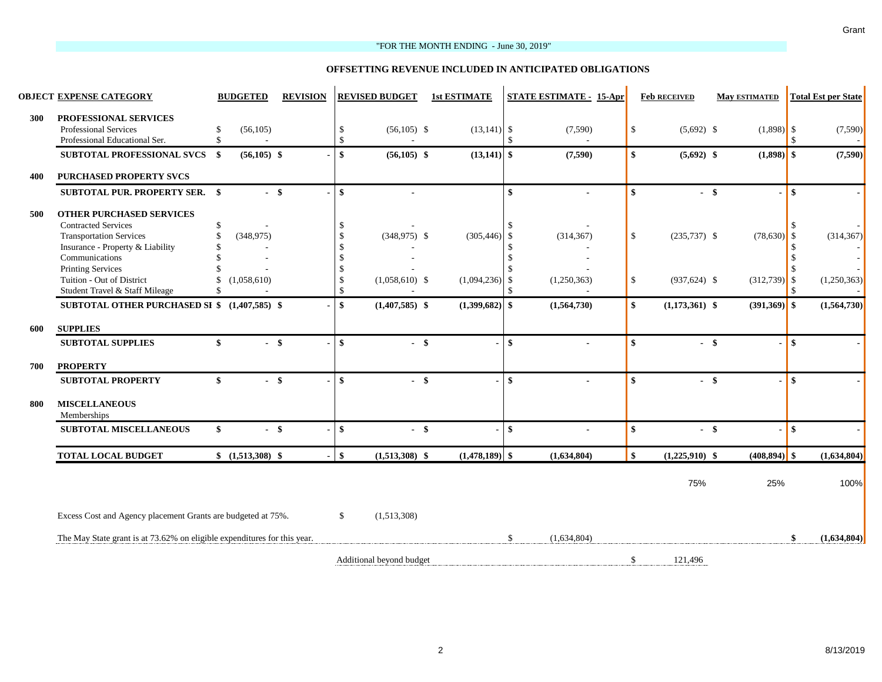Grant

"FOR THE MONTH ENDING - June 30, 2019"

## OFFSETTING REVENUE INCLUDED IN ANTICIPATED OBLIGATIONS

| OBJECT | EXPENSE CATEGORY | BUDGETED | REVISION | REVISED BUDGET | 1st ESTIMATE | STATE ESTIMATE - 15-Apr | Feb RECEIVED | May ESTIMATED | Total Est per State |
|---|---|---|---|---|---|---|---|---|---|
| 300 | **PROFESSIONAL SERVICES** | | | | | | | | |
| | Professional Services | $ (56,105) | | $ (56,105) | $ (13,141) | $ (7,590) | $ (5,692) | $ (1,898) | $ (7,590) |
| | Professional Educational Ser. | $ - | | $ - | | $ - | | | $ - |
| | **SUBTOTAL PROFESSIONAL SVCS** | **$ (56,105)** | **$ -** | **$ (56,105)** | **$ (13,141)** | **$ (7,590)** | **$ (5,692)** | **$ (1,898)** | **$ (7,590)** |
| 400 | **PURCHASED PROPERTY SVCS** | | | | | | | | |
| | **SUBTOTAL PUR. PROPERTY SER.** | **$ -** | **$ -** | **$ -** | | **$ -** | **$ -** | **$ -** | **$ -** |
| 500 | **OTHER PURCHASED SERVICES** | | | | | | | | |
| | Contracted Services | $ - | | $ - | | $ - | | | $ - |
| | Transportation Services | $ (348,975) | | $ (348,975) | $ (305,446) | $ (314,367) | $ (235,737) | $ (78,630) | $ (314,367) |
| | Insurance - Property & Liability | $ - | | $ - | | $ - | | | $ - |
| | Communications | $ - | | $ - | | $ - | | | $ - |
| | Printing Services | $ - | | $ - | | $ - | | | $ - |
| | Tuition - Out of District | $ (1,058,610) | | $ (1,058,610) | $ (1,094,236) | $ (1,250,363) | $ (937,624) | $ (312,739) | $ (1,250,363) |
| | Student Travel & Staff Mileage | $ - | | $ - | | $ - | | | $ - |
| | **SUBTOTAL OTHER PURCHASED SI** | **$ (1,407,585)** | **$ -** | **$ (1,407,585)** | **$ (1,399,682)** | **$ (1,564,730)** | **$ (1,173,361)** | **$ (391,369)** | **$ (1,564,730)** |
| 600 | **SUPPLIES** | | | | | | | | |
| | **SUBTOTAL SUPPLIES** | **$ -** | **$ -** | **$ -** | **$ -** | **$ -** | **$ -** | **$ -** | **$ -** |
| 700 | **PROPERTY** | | | | | | | | |
| | **SUBTOTAL PROPERTY** | **$ -** | **$ -** | **$ -** | **$ -** | **$ -** | **$ -** | **$ -** | **$ -** |
| 800 | **MISCELLANEOUS** | | | | | | | | |
| | Memberships | | | | | | | | |
| | **SUBTOTAL MISCELLANEOUS** | **$ -** | **$ -** | **$ -** | **$ -** | **$ -** | **$ -** | **$ -** | **$ -** |
| | **TOTAL LOCAL BUDGET** | **$ (1,513,308)** | **$ -** | **$ (1,513,308)** | **$ (1,478,189)** | **$ (1,634,804)** | **$ (1,225,910)** | **$ (408,894)** | **$ (1,634,804)** |
| | | | | | | | 75% | 25% | 100% |

Excess Cost and Agency placement Grants are budgeted at 75%. $ (1,513,308)

The May State grant is at 73.62% on eligible expenditures for this year. $ (1,634,804) **$ (1,634,804)**

Additional beyond budget $ 121,496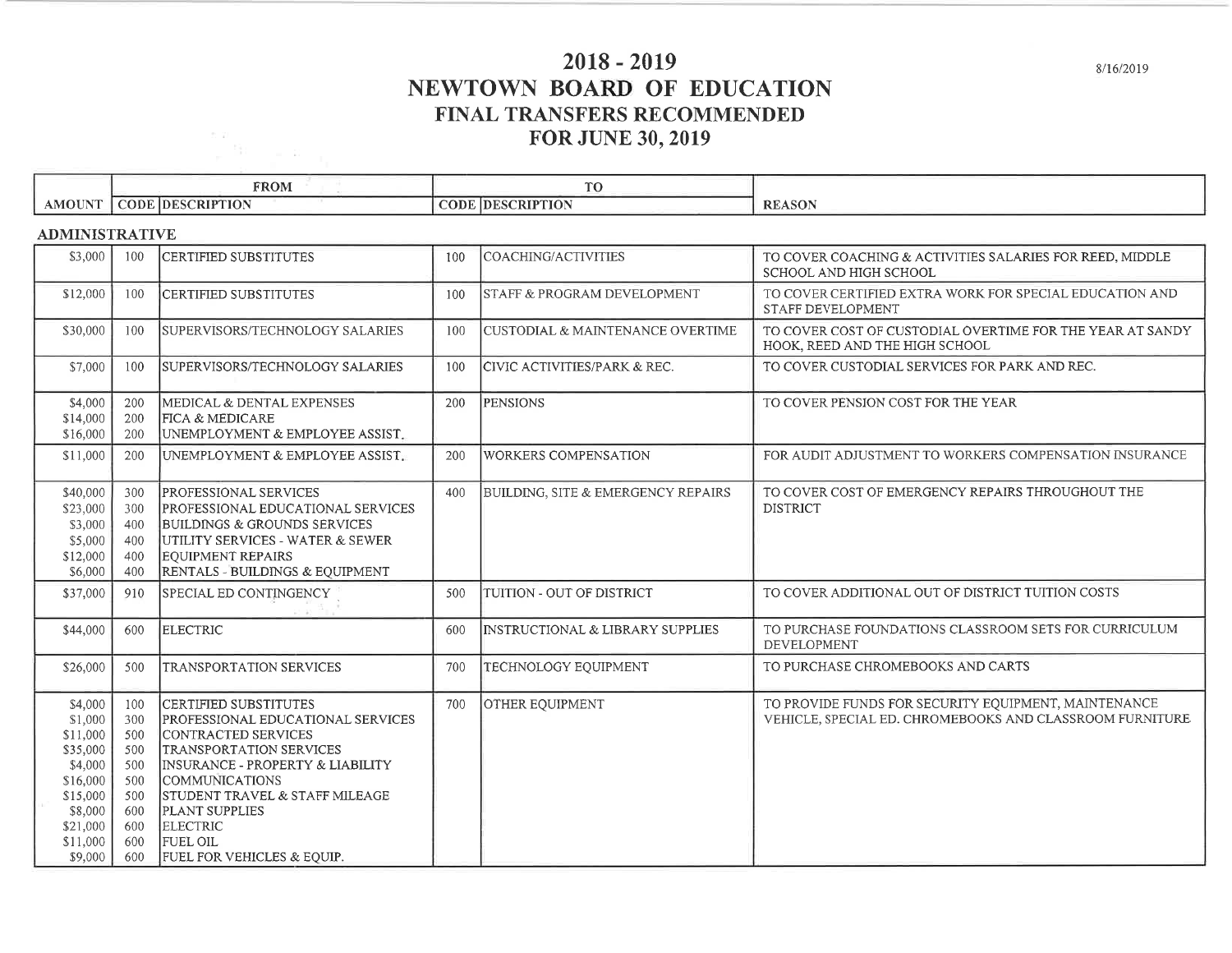# 2018 - 2019
# NEWTOWN BOARD OF EDUCATION
## FINAL TRANSFERS RECOMMENDED
## FOR JUNE 30, 2019

8/16/2019

| | FROM | | TO | | |
|---|---|---|---|---|---|
| AMOUNT | CODE | DESCRIPTION | CODE | DESCRIPTION | REASON |
| **ADMINISTRATIVE** | | | | | |
| $3,000 | 100 | CERTIFIED SUBSTITUTES | 100 | COACHING/ACTIVITIES | TO COVER COACHING & ACTIVITIES SALARIES FOR REED, MIDDLE SCHOOL AND HIGH SCHOOL |
| $12,000 | 100 | CERTIFIED SUBSTITUTES | 100 | STAFF & PROGRAM DEVELOPMENT | TO COVER CERTIFIED EXTRA WORK FOR SPECIAL EDUCATION AND STAFF DEVELOPMENT |
| $30,000 | 100 | SUPERVISORS/TECHNOLOGY SALARIES | 100 | CUSTODIAL & MAINTENANCE OVERTIME | TO COVER COST OF CUSTODIAL OVERTIME FOR THE YEAR AT SANDY HOOK, REED AND THE HIGH SCHOOL |
| $7,000 | 100 | SUPERVISORS/TECHNOLOGY SALARIES | 100 | CIVIC ACTIVITIES/PARK & REC. | TO COVER CUSTODIAL SERVICES FOR PARK AND REC. |
| $4,000 | 200 | MEDICAL & DENTAL EXPENSES | 200 | PENSIONS | TO COVER PENSION COST FOR THE YEAR |
| $14,000 | 200 | FICA & MEDICARE | | | |
| $16,000 | 200 | UNEMPLOYMENT & EMPLOYEE ASSIST. | | | |
| $11,000 | 200 | UNEMPLOYMENT & EMPLOYEE ASSIST. | 200 | WORKERS COMPENSATION | FOR AUDIT ADJUSTMENT TO WORKERS COMPENSATION INSURANCE |
| $40,000 | 300 | PROFESSIONAL SERVICES | 400 | BUILDING, SITE & EMERGENCY REPAIRS | TO COVER COST OF EMERGENCY REPAIRS THROUGHOUT THE DISTRICT |
| $23,000 | 300 | PROFESSIONAL EDUCATIONAL SERVICES | | | |
| $3,000 | 400 | BUILDINGS & GROUNDS SERVICES | | | |
| $5,000 | 400 | UTILITY SERVICES - WATER & SEWER | | | |
| $12,000 | 400 | EQUIPMENT REPAIRS | | | |
| $6,000 | 400 | RENTALS - BUILDINGS & EQUIPMENT | | | |
| $37,000 | 910 | SPECIAL ED CONTINGENCY | 500 | TUITION - OUT OF DISTRICT | TO COVER ADDITIONAL OUT OF DISTRICT TUITION COSTS |
| $44,000 | 600 | ELECTRIC | 600 | INSTRUCTIONAL & LIBRARY SUPPLIES | TO PURCHASE FOUNDATIONS CLASSROOM SETS FOR CURRICULUM DEVELOPMENT |
| $26,000 | 500 | TRANSPORTATION SERVICES | 700 | TECHNOLOGY EQUIPMENT | TO PURCHASE CHROMEBOOKS AND CARTS |
| $4,000 | 100 | CERTIFIED SUBSTITUTES | 700 | OTHER EQUIPMENT | TO PROVIDE FUNDS FOR SECURITY EQUIPMENT, MAINTENANCE VEHICLE, SPECIAL ED. CHROMEBOOKS AND CLASSROOM FURNITURE |
| $1,000 | 300 | PROFESSIONAL EDUCATIONAL SERVICES | | | |
| $11,000 | 500 | CONTRACTED SERVICES | | | |
| $35,000 | 500 | TRANSPORTATION SERVICES | | | |
| $4,000 | 500 | INSURANCE - PROPERTY & LIABILITY | | | |
| $16,000 | 500 | COMMUNICATIONS | | | |
| $15,000 | 500 | STUDENT TRAVEL & STAFF MILEAGE | | | |
| $8,000 | 600 | PLANT SUPPLIES | | | |
| $21,000 | 600 | ELECTRIC | | | |
| $11,000 | 600 | FUEL OIL | | | |
| $9,000 | 600 | FUEL FOR VEHICLES & EQUIP. | | | |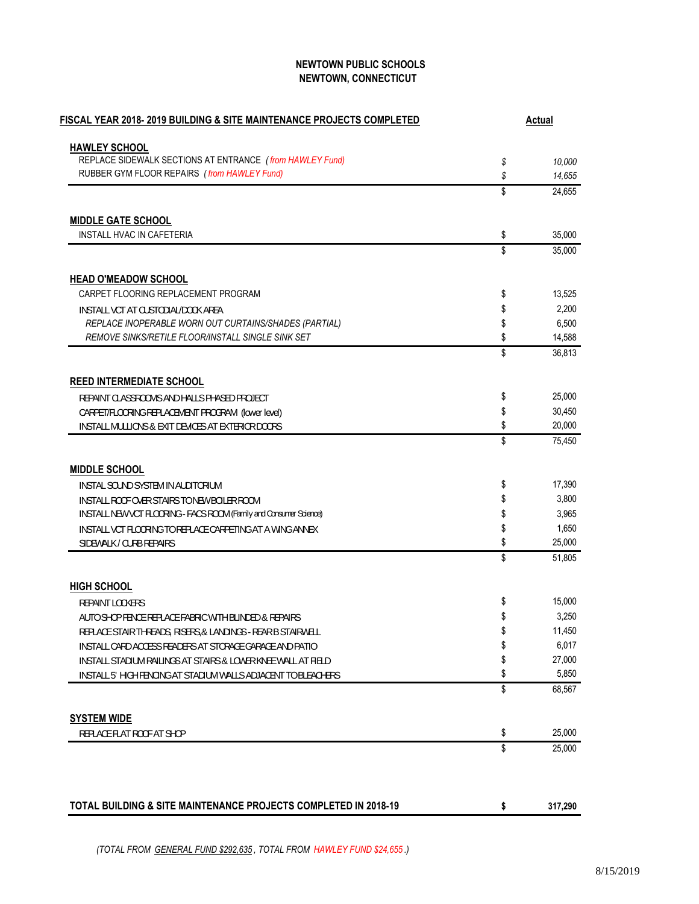# NEWTOWN PUBLIC SCHOOLS
# NEWTOWN, CONNECTICUT

| FISCAL YEAR 2018- 2019 BUILDING & SITE MAINTENANCE PROJECTS COMPLETED | | Actual |
|---|---|---|
| **HAWLEY SCHOOL** | | |
| REPLACE SIDEWALK SECTIONS AT ENTRANCE *(from HAWLEY Fund)* | *$* | *10,000* |
| RUBBER GYM FLOOR REPAIRS *(from HAWLEY Fund)* | *$* | *14,655* |
| | $ | 24,655 |
| **MIDDLE GATE SCHOOL** | | |
| INSTALL HVAC IN CAFETERIA | $ | 35,000 |
| | $ | 35,000 |
| **HEAD O'MEADOW SCHOOL** | | |
| CARPET FLOORING REPLACEMENT PROGRAM | $ | 13,525 |
| INSTALL VCT AT CUSTODIAL/DOCK AREA | $ | 2,200 |
| *REPLACE INOPERABLE WORN OUT CURTAINS/SHADES (PARTIAL)* | $ | 6,500 |
| *REMOVE SINKS/RETILE FLOOR/INSTALL SINGLE SINK SET* | $ | 14,588 |
| | $ | 36,813 |
| **REED INTERMEDIATE SCHOOL** | | |
| REPAINT CLASSROOMS AND HALLS PHASED PROJECT | $ | 25,000 |
| CARPET/FLOORING REPLACEMENT PROGRAM (lower level) | $ | 30,450 |
| INSTALL MULLIONS & EXIT DEVICES AT EXTERIOR DOORS | $ | 20,000 |
| | $ | 75,450 |
| **MIDDLE SCHOOL** | | |
| INSTAL SOUND SYSTEM IN AUDITORIUM | $ | 17,390 |
| INSTALL ROOF OVER STAIRS TO NEW BOILER ROOM | $ | 3,800 |
| INSTALL NEW VCT FLOORING - FACS ROOM (Family and Consumer Science) | $ | 3,965 |
| INSTALL VCT FLOORING TO REPLACE CARPETING AT A WING ANNEX | $ | 1,650 |
| SIDEWALK / CURB REPAIRS | $ | 25,000 |
| | $ | 51,805 |
| **HIGH SCHOOL** | | |
| REPAINT LOCKERS | $ | 15,000 |
| AUTO SHOP FENCE REPLACE FABRIC WITH BLINDED & REPAIRS | $ | 3,250 |
| REPLACE STAIR THREADS, RISERS, & LANDINGS - REAR B STAIRWELL | $ | 11,450 |
| INSTALL CARD ACCESS READERS AT STORAGE GARAGE AND PATIO | $ | 6,017 |
| INSTALL STADIUM RAILINGS AT STAIRS & LOWER KNEE WALL AT FIELD | $ | 27,000 |
| INSTALL 5' HIGH FENCING AT STADIUM WALLS ADJACENT TO BLEACHERS | $ | 5,850 |
| | $ | 68,567 |
| **SYSTEM WIDE** | | |
| REPLACE FLAT ROOF AT SHOP | $ | 25,000 |
| | $ | 25,000 |
| **TOTAL BUILDING & SITE MAINTENANCE PROJECTS COMPLETED IN 2018-19** | **$** | **317,290** |

*(TOTAL FROM GENERAL FUND $292,635 , TOTAL FROM HAWLEY FUND $24,655 .)*

8/15/2019